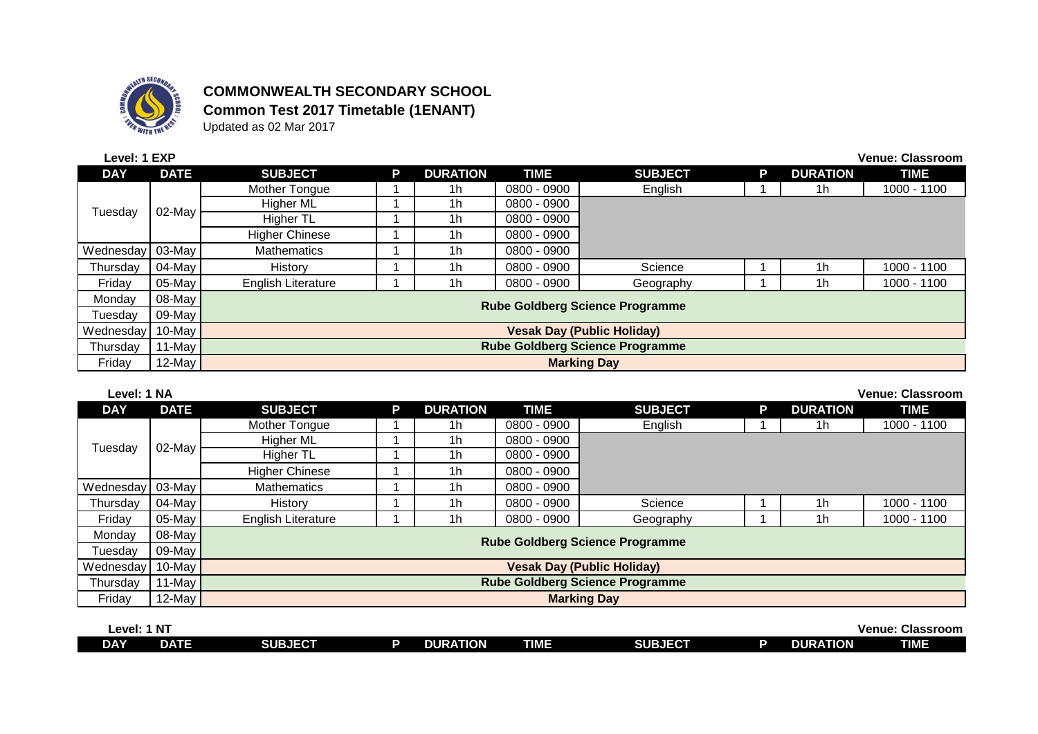**COMMONWEALTH SECONDARY SCHOOL**

**Common Test 2017 Timetable (1ENANT)**

Updated as 02 Mar 2017

**Level: 1 EXP** | **Venue: Classroom**

| DAY | DATE | SUBJECT | P | DURATION | TIME | SUBJECT | P | DURATION | TIME |
|---|---|---|---|---|---|---|---|---|---|
| Tuesday | 02-May | Mother Tongue | 1 | 1h | 0800 - 0900 | English | 1 | 1h | 1000 - 1100 |
| | | Higher ML | 1 | 1h | 0800 - 0900 | | | | |
| | | Higher TL | 1 | 1h | 0800 - 0900 | | | | |
| | | Higher Chinese | 1 | 1h | 0800 - 0900 | | | | |
| Wednesday | 03-May | Mathematics | 1 | 1h | 0800 - 0900 | | | | |
| Thursday | 04-May | History | 1 | 1h | 0800 - 0900 | Science | 1 | 1h | 1000 - 1100 |
| Friday | 05-May | English Literature | 1 | 1h | 0800 - 0900 | Geography | 1 | 1h | 1000 - 1100 |
| Monday | 08-May | **Rube Goldberg Science Programme** | | | | | | | |
| Tuesday | 09-May | | | | | | | | |
| Wednesday | 10-May | **Vesak Day (Public Holiday)** | | | | | | | |
| Thursday | 11-May | **Rube Goldberg Science Programme** | | | | | | | |
| Friday | 12-May | **Marking Day** | | | | | | | |

**Level: 1 NA** | **Venue: Classroom**

| DAY | DATE | SUBJECT | P | DURATION | TIME | SUBJECT | P | DURATION | TIME |
|---|---|---|---|---|---|---|---|---|---|
| Tuesday | 02-May | Mother Tongue | 1 | 1h | 0800 - 0900 | English | 1 | 1h | 1000 - 1100 |
| | | Higher ML | 1 | 1h | 0800 - 0900 | | | | |
| | | Higher TL | 1 | 1h | 0800 - 0900 | | | | |
| | | Higher Chinese | 1 | 1h | 0800 - 0900 | | | | |
| Wednesday | 03-May | Mathematics | 1 | 1h | 0800 - 0900 | | | | |
| Thursday | 04-May | History | 1 | 1h | 0800 - 0900 | Science | 1 | 1h | 1000 - 1100 |
| Friday | 05-May | English Literature | 1 | 1h | 0800 - 0900 | Geography | 1 | 1h | 1000 - 1100 |
| Monday | 08-May | **Rube Goldberg Science Programme** | | | | | | | |
| Tuesday | 09-May | | | | | | | | |
| Wednesday | 10-May | **Vesak Day (Public Holiday)** | | | | | | | |
| Thursday | 11-May | **Rube Goldberg Science Programme** | | | | | | | |
| Friday | 12-May | **Marking Day** | | | | | | | |

**Level: 1 NT** | **Venue: Classroom**

| DAY | DATE | SUBJECT | P | DURATION | TIME | SUBJECT | P | DURATION | TIME |
|---|---|---|---|---|---|---|---|---|---|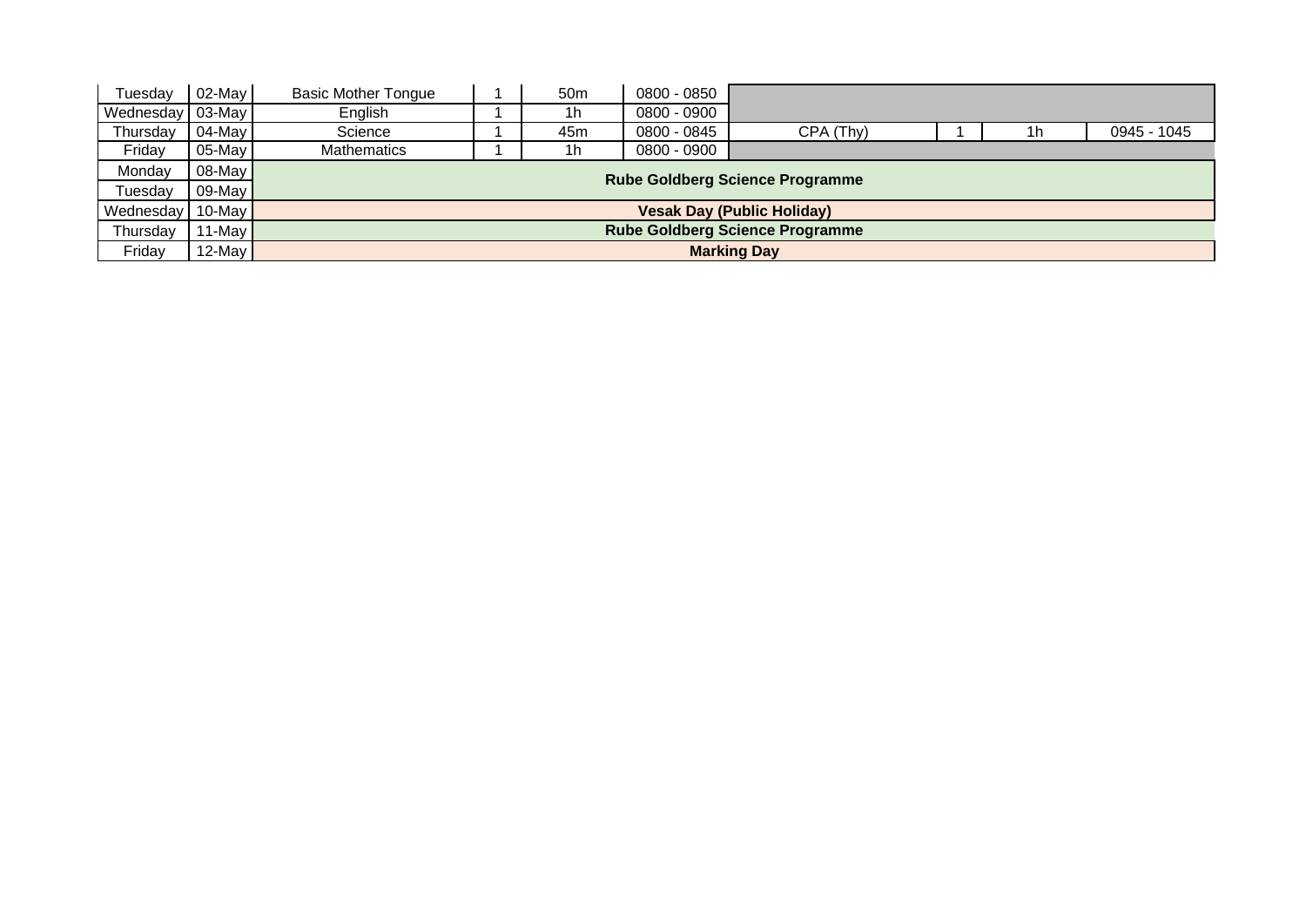| | | | | | | | | | |
|---|---|---|---|---|---|---|---|---|---|
| Tuesday | 02-May | Basic Mother Tongue | 1 | 50m | 0800 - 0850 | | | | |
| Wednesday | 03-May | English | 1 | 1h | 0800 - 0900 | | | | |
| Thursday | 04-May | Science | 1 | 45m | 0800 - 0845 | CPA (Thy) | 1 | 1h | 0945 - 1045 |
| Friday | 05-May | Mathematics | 1 | 1h | 0800 - 0900 | | | | |
| Monday | 08-May | **Rube Goldberg Science Programme** | | | | | | | |
| Tuesday | 09-May | | | | | | | | |
| Wednesday | 10-May | **Vesak Day (Public Holiday)** | | | | | | | |
| Thursday | 11-May | **Rube Goldberg Science Programme** | | | | | | | |
| Friday | 12-May | **Marking Day** | | | | | | | |